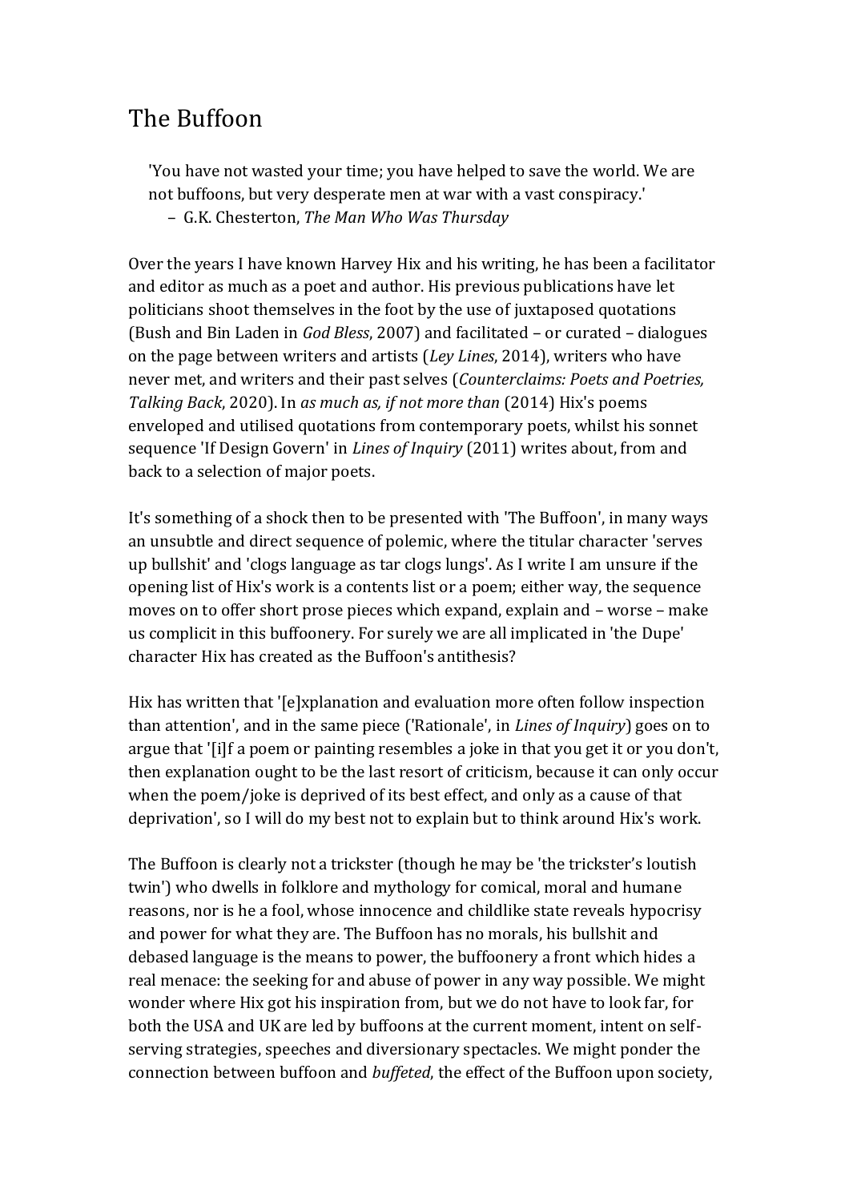# The Buffoon

> 'You have not wasted your time; you have helped to save the world. We are not buffoons, but very desperate men at war with a vast conspiracy.'
> – G.K. Chesterton, *The Man Who Was Thursday*

Over the years I have known Harvey Hix and his writing, he has been a facilitator and editor as much as a poet and author. His previous publications have let politicians shoot themselves in the foot by the use of juxtaposed quotations (Bush and Bin Laden in *God Bless*, 2007) and facilitated – or curated – dialogues on the page between writers and artists (*Ley Lines*, 2014), writers who have never met, and writers and their past selves (*Counterclaims: Poets and Poetries, Talking Back*, 2020). In *as much as, if not more than* (2014) Hix's poems enveloped and utilised quotations from contemporary poets, whilst his sonnet sequence 'If Design Govern' in *Lines of Inquiry* (2011) writes about, from and back to a selection of major poets.

It's something of a shock then to be presented with 'The Buffoon', in many ways an unsubtle and direct sequence of polemic, where the titular character 'serves up bullshit' and 'clogs language as tar clogs lungs'. As I write I am unsure if the opening list of Hix's work is a contents list or a poem; either way, the sequence moves on to offer short prose pieces which expand, explain and – worse – make us complicit in this buffoonery. For surely we are all implicated in 'the Dupe' character Hix has created as the Buffoon's antithesis?

Hix has written that '[e]xplanation and evaluation more often follow inspection than attention', and in the same piece ('Rationale', in *Lines of Inquiry*) goes on to argue that '[i]f a poem or painting resembles a joke in that you get it or you don't, then explanation ought to be the last resort of criticism, because it can only occur when the poem/joke is deprived of its best effect, and only as a cause of that deprivation', so I will do my best not to explain but to think around Hix's work.

The Buffoon is clearly not a trickster (though he may be 'the trickster's loutish twin') who dwells in folklore and mythology for comical, moral and humane reasons, nor is he a fool, whose innocence and childlike state reveals hypocrisy and power for what they are. The Buffoon has no morals, his bullshit and debased language is the means to power, the buffoonery a front which hides a real menace: the seeking for and abuse of power in any way possible. We might wonder where Hix got his inspiration from, but we do not have to look far, for both the USA and UK are led by buffoons at the current moment, intent on self-serving strategies, speeches and diversionary spectacles. We might ponder the connection between buffoon and *buffeted*, the effect of the Buffoon upon society,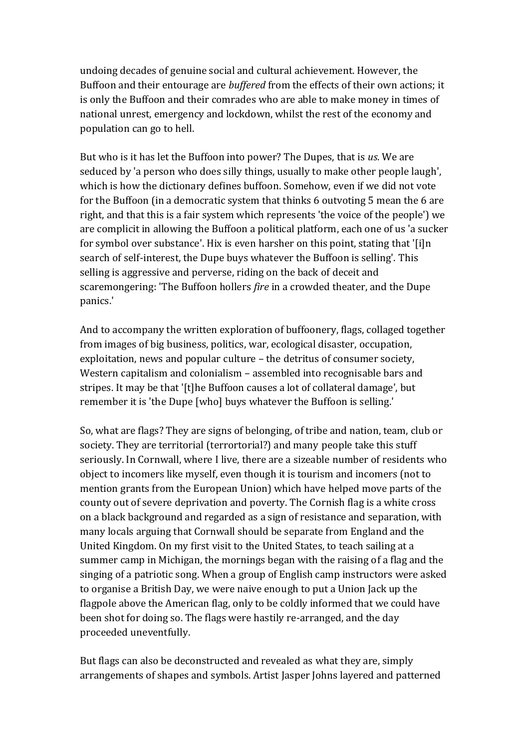undoing decades of genuine social and cultural achievement. However, the Buffoon and their entourage are *buffered* from the effects of their own actions; it is only the Buffoon and their comrades who are able to make money in times of national unrest, emergency and lockdown, whilst the rest of the economy and population can go to hell.

But who is it has let the Buffoon into power? The Dupes, that is *us*. We are seduced by 'a person who does silly things, usually to make other people laugh', which is how the dictionary defines buffoon. Somehow, even if we did not vote for the Buffoon (in a democratic system that thinks 6 outvoting 5 mean the 6 are right, and that this is a fair system which represents 'the voice of the people') we are complicit in allowing the Buffoon a political platform, each one of us 'a sucker for symbol over substance'. Hix is even harsher on this point, stating that '[i]n search of self-interest, the Dupe buys whatever the Buffoon is selling'. This selling is aggressive and perverse, riding on the back of deceit and scaremongering: 'The Buffoon hollers *fire* in a crowded theater, and the Dupe panics.'

And to accompany the written exploration of buffoonery, flags, collaged together from images of big business, politics, war, ecological disaster, occupation, exploitation, news and popular culture – the detritus of consumer society, Western capitalism and colonialism – assembled into recognisable bars and stripes. It may be that '[t]he Buffoon causes a lot of collateral damage', but remember it is 'the Dupe [who] buys whatever the Buffoon is selling.'

So, what are flags? They are signs of belonging, of tribe and nation, team, club or society. They are territorial (terrortorial?) and many people take this stuff seriously. In Cornwall, where I live, there are a sizeable number of residents who object to incomers like myself, even though it is tourism and incomers (not to mention grants from the European Union) which have helped move parts of the county out of severe deprivation and poverty. The Cornish flag is a white cross on a black background and regarded as a sign of resistance and separation, with many locals arguing that Cornwall should be separate from England and the United Kingdom. On my first visit to the United States, to teach sailing at a summer camp in Michigan, the mornings began with the raising of a flag and the singing of a patriotic song. When a group of English camp instructors were asked to organise a British Day, we were naive enough to put a Union Jack up the flagpole above the American flag, only to be coldly informed that we could have been shot for doing so. The flags were hastily re-arranged, and the day proceeded uneventfully.

But flags can also be deconstructed and revealed as what they are, simply arrangements of shapes and symbols. Artist Jasper Johns layered and patterned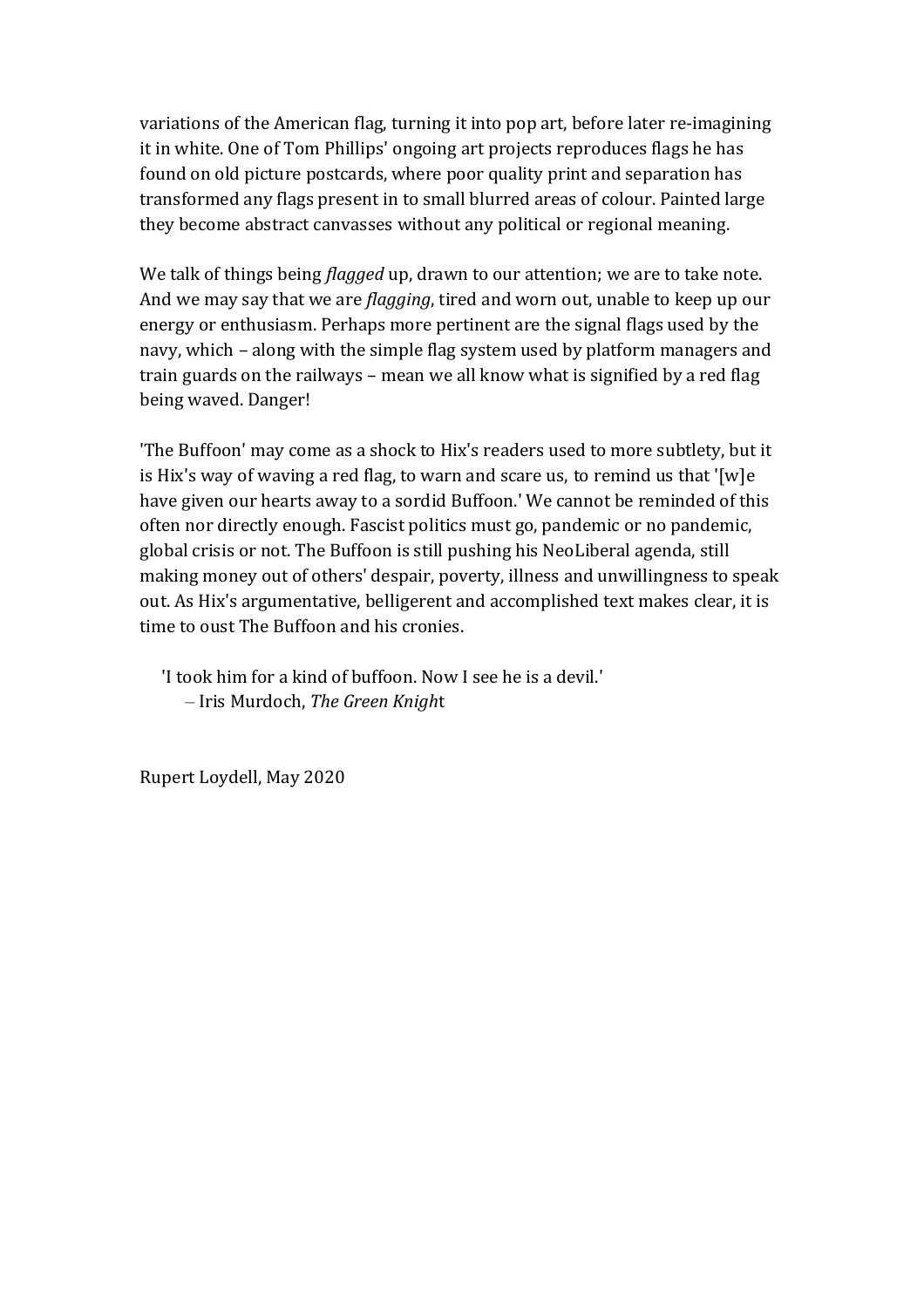variations of the American flag, turning it into pop art, before later re-imagining it in white. One of Tom Phillips' ongoing art projects reproduces flags he has found on old picture postcards, where poor quality print and separation has transformed any flags present in to small blurred areas of colour. Painted large they become abstract canvasses without any political or regional meaning.

We talk of things being *flagged* up, drawn to our attention; we are to take note. And we may say that we are *flagging*, tired and worn out, unable to keep up our energy or enthusiasm. Perhaps more pertinent are the signal flags used by the navy, which – along with the simple flag system used by platform managers and train guards on the railways – mean we all know what is signified by a red flag being waved. Danger!

'The Buffoon' may come as a shock to Hix's readers used to more subtlety, but it is Hix's way of waving a red flag, to warn and scare us, to remind us that '[w]e have given our hearts away to a sordid Buffoon.' We cannot be reminded of this often nor directly enough. Fascist politics must go, pandemic or no pandemic, global crisis or not. The Buffoon is still pushing his NeoLiberal agenda, still making money out of others' despair, poverty, illness and unwillingness to speak out. As Hix's argumentative, belligerent and accomplished text makes clear, it is time to oust The Buffoon and his cronies.

> 'I took him for a kind of buffoon. Now I see he is a devil.'
> – Iris Murdoch, *The Green Knight*

Rupert Loydell, May 2020